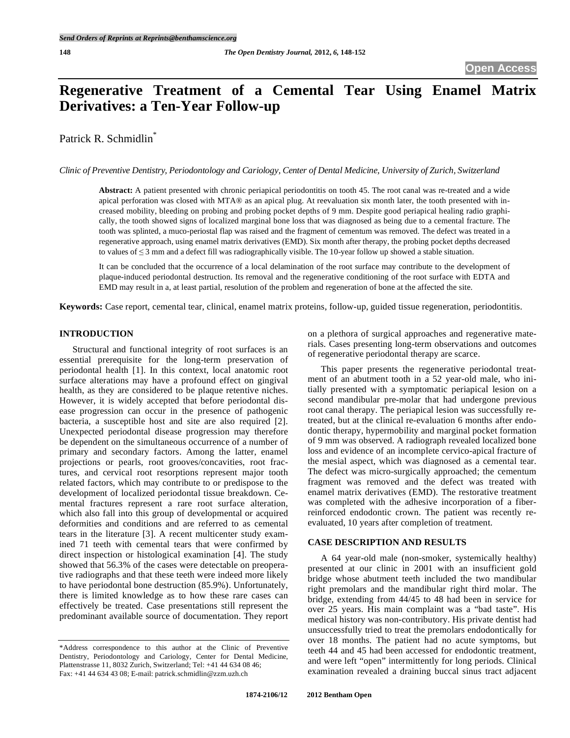# Regenerative Treatment of a Cemental Tear Using Enamel Matrix Derivatives: a Ten-Year Follow-up

Patrick R. Schmidlin*

*Clinic of Preventive Dentistry, Periodontology and Cariology, Center of Dental Medicine, University of Zurich, Switzerland*

**Abstract:** A patient presented with chronic periapical periodontitis on tooth 45. The root canal was re-treated and a wide apical perforation was closed with MTA® as an apical plug. At reevaluation six month later, the tooth presented with increased mobility, bleeding on probing and probing pocket depths of 9 mm. Despite good periapical healing radio graphically, the tooth showed signs of localized marginal bone loss that was diagnosed as being due to a cemental fracture. The tooth was splinted, a muco-periostal flap was raised and the fragment of cementum was removed. The defect was treated in a regenerative approach, using enamel matrix derivatives (EMD). Six month after therapy, the probing pocket depths decreased to values of ≤ 3 mm and a defect fill was radiographically visible. The 10-year follow up showed a stable situation.

It can be concluded that the occurrence of a local delamination of the root surface may contribute to the development of plaque-induced periodontal destruction. Its removal and the regenerative conditioning of the root surface with EDTA and EMD may result in a, at least partial, resolution of the problem and regeneration of bone at the affected the site.

**Keywords:** Case report, cemental tear, clinical, enamel matrix proteins, follow-up, guided tissue regeneration, periodontitis.

## INTRODUCTION

Structural and functional integrity of root surfaces is an essential prerequisite for the long-term preservation of periodontal health [1]. In this context, local anatomic root surface alterations may have a profound effect on gingival health, as they are considered to be plaque retentive niches. However, it is widely accepted that before periodontal disease progression can occur in the presence of pathogenic bacteria, a susceptible host and site are also required [2]. Unexpected periodontal disease progression may therefore be dependent on the simultaneous occurrence of a number of primary and secondary factors. Among the latter, enamel projections or pearls, root grooves/concavities, root fractures, and cervical root resorptions represent major tooth related factors, which may contribute to or predispose to the development of localized periodontal tissue breakdown. Cemental fractures represent a rare root surface alteration, which also fall into this group of developmental or acquired deformities and conditions and are referred to as cemental tears in the literature [3]. A recent multicenter study examined 71 teeth with cemental tears that were confirmed by direct inspection or histological examination [4]. The study showed that 56.3% of the cases were detectable on preoperative radiographs and that these teeth were indeed more likely to have periodontal bone destruction (85.9%). Unfortunately, there is limited knowledge as to how these rare cases can effectively be treated. Case presentations still represent the predominant available source of documentation. They report on a plethora of surgical approaches and regenerative materials. Cases presenting long-term observations and outcomes of regenerative periodontal therapy are scarce.

This paper presents the regenerative periodontal treatment of an abutment tooth in a 52 year-old male, who initially presented with a symptomatic periapical lesion on a second mandibular pre-molar that had undergone previous root canal therapy. The periapical lesion was successfully re-treated, but at the clinical re-evaluation 6 months after endodontic therapy, hypermobility and marginal pocket formation of 9 mm was observed. A radiograph revealed localized bone loss and evidence of an incomplete cervico-apical fracture of the mesial aspect, which was diagnosed as a cemental tear. The defect was micro-surgically approached; the cementum fragment was removed and the defect was treated with enamel matrix derivatives (EMD). The restorative treatment was completed with the adhesive incorporation of a fiber-reinforced endodontic crown. The patient was recently re-evaluated, 10 years after completion of treatment.

## CASE DESCRIPTION AND RESULTS

A 64 year-old male (non-smoker, systemically healthy) presented at our clinic in 2001 with an insufficient gold bridge whose abutment teeth included the two mandibular right premolars and the mandibular right third molar. The bridge, extending from 44/45 to 48 had been in service for over 25 years. His main complaint was a "bad taste". His medical history was non-contributory. His private dentist had unsuccessfully tried to treat the premolars endodontically for over 18 months. The patient had no acute symptoms, but teeth 44 and 45 had been accessed for endodontic treatment, and were left "open" intermittently for long periods. Clinical examination revealed a draining buccal sinus tract adjacent

*Address correspondence to this author at the Clinic of Preventive Dentistry, Periodontology and Cariology, Center for Dental Medicine, Plattenstrasse 11, 8032 Zurich, Switzerland; Tel: +41 44 634 08 46; Fax: +41 44 634 43 08; E-mail: patrick.schmidlin@zzm.uzh.ch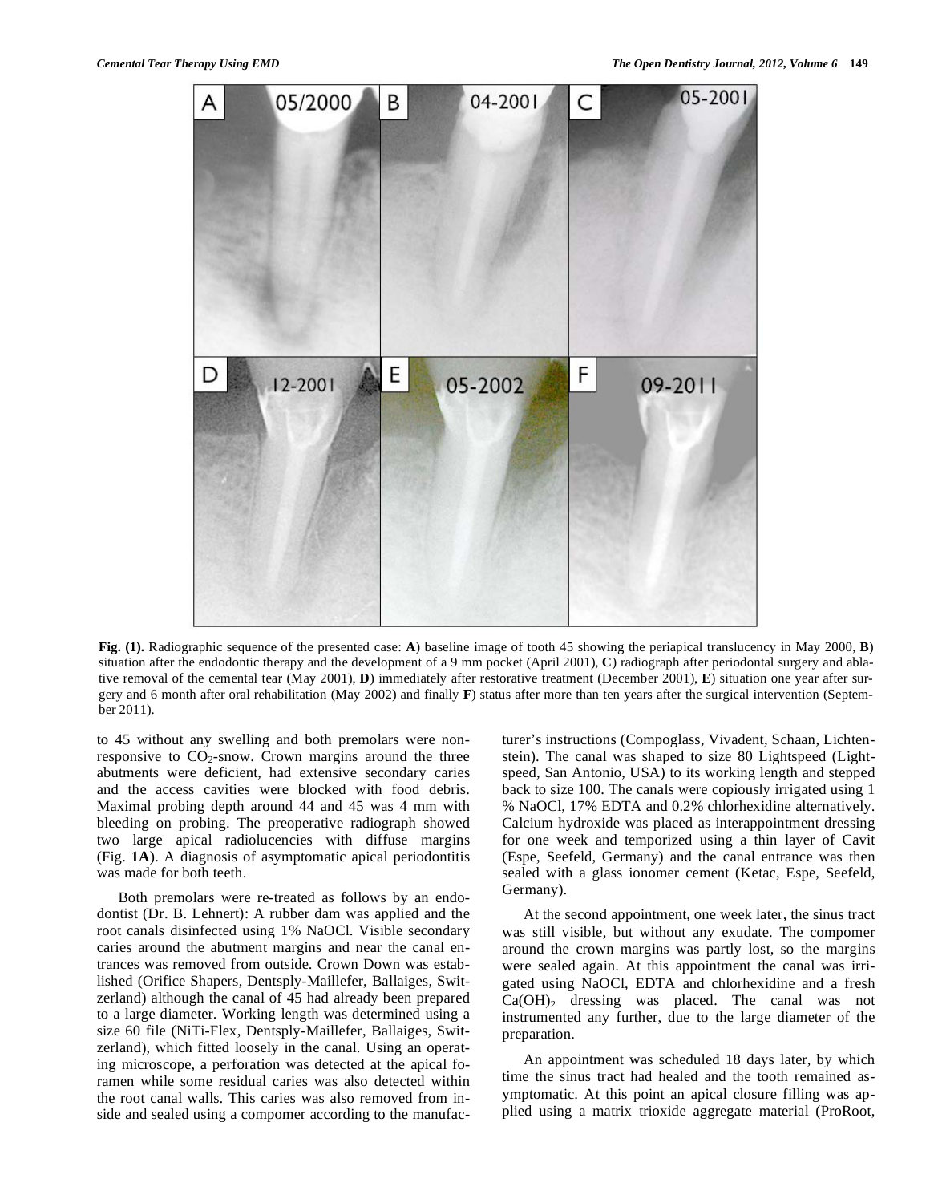**Fig. (1).** Radiographic sequence of the presented case: **A**) baseline image of tooth 45 showing the periapical translucency in May 2000, **B**) situation after the endodontic therapy and the development of a 9 mm pocket (April 2001), **C**) radiograph after periodontal surgery and ablative removal of the cemental tear (May 2001), **D**) immediately after restorative treatment (December 2001), **E**) situation one year after surgery and 6 month after oral rehabilitation (May 2002) and finally **F**) status after more than ten years after the surgical intervention (September 2011).

to 45 without any swelling and both premolars were non-responsive to $CO_2$-snow. Crown margins around the three abutments were deficient, had extensive secondary caries and the access cavities were blocked with food debris. Maximal probing depth around 44 and 45 was 4 mm with bleeding on probing. The preoperative radiograph showed two large apical radiolucencies with diffuse margins (Fig. **1A**). A diagnosis of asymptomatic apical periodontitis was made for both teeth.

Both premolars were re-treated as follows by an endodontist (Dr. B. Lehnert): A rubber dam was applied and the root canals disinfected using 1% NaOCl. Visible secondary caries around the abutment margins and near the canal entrances was removed from outside. Crown Down was established (Orifice Shapers, Dentsply-Maillefer, Ballaiges, Switzerland) although the canal of 45 had already been prepared to a large diameter. Working length was determined using a size 60 file (NiTi-Flex, Dentsply-Maillefer, Ballaiges, Switzerland), which fitted loosely in the canal. Using an operating microscope, a perforation was detected at the apical foramen while some residual caries was also detected within the root canal walls. This caries was also removed from inside and sealed using a compomer according to the manufacturer's instructions (Compoglass, Vivadent, Schaan, Lichtenstein). The canal was shaped to size 80 Lightspeed (Lightspeed, San Antonio, USA) to its working length and stepped back to size 100. The canals were copiously irrigated using 1 % NaOCl, 17% EDTA and 0.2% chlorhexidine alternatively. Calcium hydroxide was placed as interappointment dressing for one week and temporized using a thin layer of Cavit (Espe, Seefeld, Germany) and the canal entrance was then sealed with a glass ionomer cement (Ketac, Espe, Seefeld, Germany).

At the second appointment, one week later, the sinus tract was still visible, but without any exudate. The compomer around the crown margins was partly lost, so the margins were sealed again. At this appointment the canal was irrigated using NaOCl, EDTA and chlorhexidine and a fresh $Ca(OH)_2$ dressing was placed. The canal was not instrumented any further, due to the large diameter of the preparation.

An appointment was scheduled 18 days later, by which time the sinus tract had healed and the tooth remained asymptomatic. At this point an apical closure filling was applied using a matrix trioxide aggregate material (ProRoot,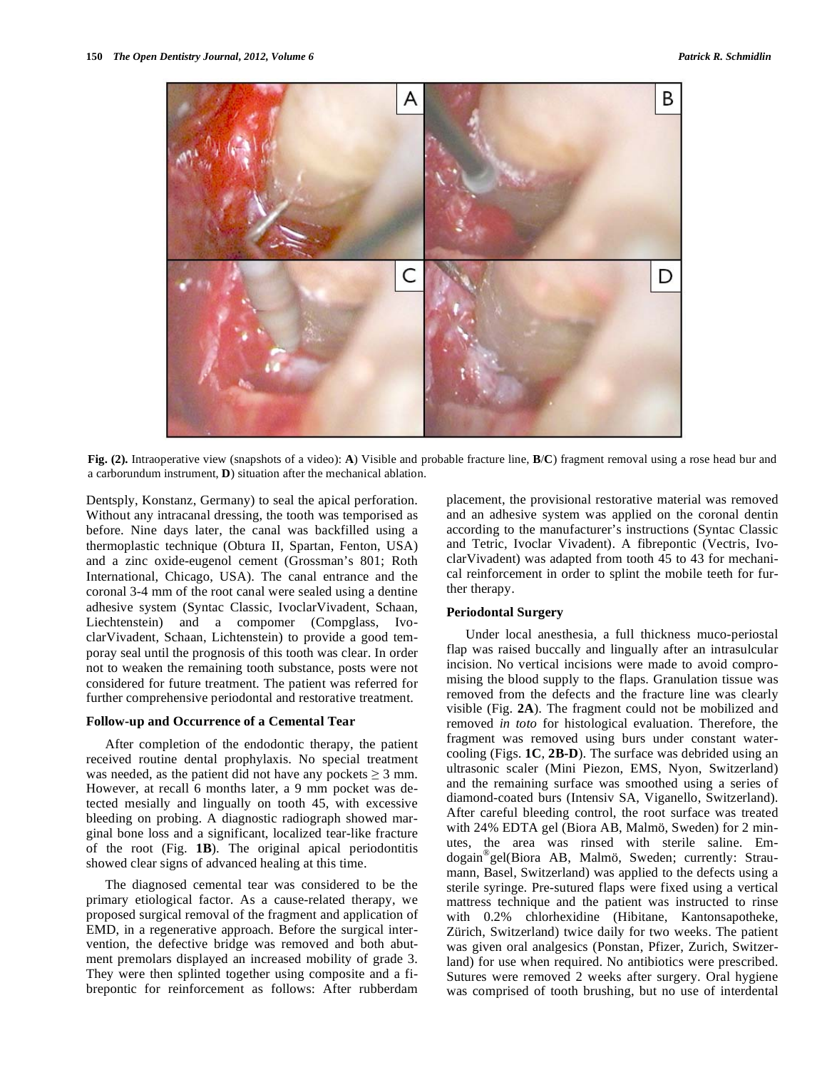Fig. (2). Intraoperative view (snapshots of a video): **A**) Visible and probable fracture line, **B**/**C**) fragment removal using a rose head bur and a carborundum instrument, **D**) situation after the mechanical ablation.

Dentsply, Konstanz, Germany) to seal the apical perforation. Without any intracanal dressing, the tooth was temporised as before. Nine days later, the canal was backfilled using a thermoplastic technique (Obtura II, Spartan, Fenton, USA) and a zinc oxide-eugenol cement (Grossman's 801; Roth International, Chicago, USA). The canal entrance and the coronal 3-4 mm of the root canal were sealed using a dentine adhesive system (Syntac Classic, IvoclarVivadent, Schaan, Liechtenstein) and a compomer (Compglass, IvoclarVivadent, Schaan, Lichtenstein) to provide a good temporay seal until the prognosis of this tooth was clear. In order not to weaken the remaining tooth substance, posts were not considered for future treatment. The patient was referred for further comprehensive periodontal and restorative treatment.

## Follow-up and Occurrence of a Cemental Tear

After completion of the endodontic therapy, the patient received routine dental prophylaxis. No special treatment was needed, as the patient did not have any pockets ≥ 3 mm. However, at recall 6 months later, a 9 mm pocket was detected mesially and lingually on tooth 45, with excessive bleeding on probing. A diagnostic radiograph showed marginal bone loss and a significant, localized tear-like fracture of the root (Fig. **1B**). The original apical periodontitis showed clear signs of advanced healing at this time.

The diagnosed cemental tear was considered to be the primary etiological factor. As a cause-related therapy, we proposed surgical removal of the fragment and application of EMD, in a regenerative approach. Before the surgical intervention, the defective bridge was removed and both abutment premolars displayed an increased mobility of grade 3. They were then splinted together using composite and a fibrepontic for reinforcement as follows: After rubberdam placement, the provisional restorative material was removed and an adhesive system was applied on the coronal dentin according to the manufacturer's instructions (Syntac Classic and Tetric, Ivoclar Vivadent). A fibrepontic (Vectris, IvoclarVivadent) was adapted from tooth 45 to 43 for mechanical reinforcement in order to splint the mobile teeth for further therapy.

## Periodontal Surgery

Under local anesthesia, a full thickness muco-periostal flap was raised buccally and lingually after an intrasulcular incision. No vertical incisions were made to avoid compromising the blood supply to the flaps. Granulation tissue was removed from the defects and the fracture line was clearly visible (Fig. **2A**). The fragment could not be mobilized and removed *in toto* for histological evaluation. Therefore, the fragment was removed using burs under constant watercooling (Figs. **1C**, **2B-D**). The surface was debrided using an ultrasonic scaler (Mini Piezon, EMS, Nyon, Switzerland) and the remaining surface was smoothed using a series of diamond-coated burs (Intensiv SA, Viganello, Switzerland). After careful bleeding control, the root surface was treated with 24% EDTA gel (Biora AB, Malmö, Sweden) for 2 minutes, the area was rinsed with sterile saline. Emdogain®gel(Biora AB, Malmö, Sweden; currently: Straumann, Basel, Switzerland) was applied to the defects using a sterile syringe. Pre-sutured flaps were fixed using a vertical mattress technique and the patient was instructed to rinse with 0.2% chlorhexidine (Hibitane, Kantonsapotheke, Zürich, Switzerland) twice daily for two weeks. The patient was given oral analgesics (Ponstan, Pfizer, Zurich, Switzerland) for use when required. No antibiotics were prescribed. Sutures were removed 2 weeks after surgery. Oral hygiene was comprised of tooth brushing, but no use of interdental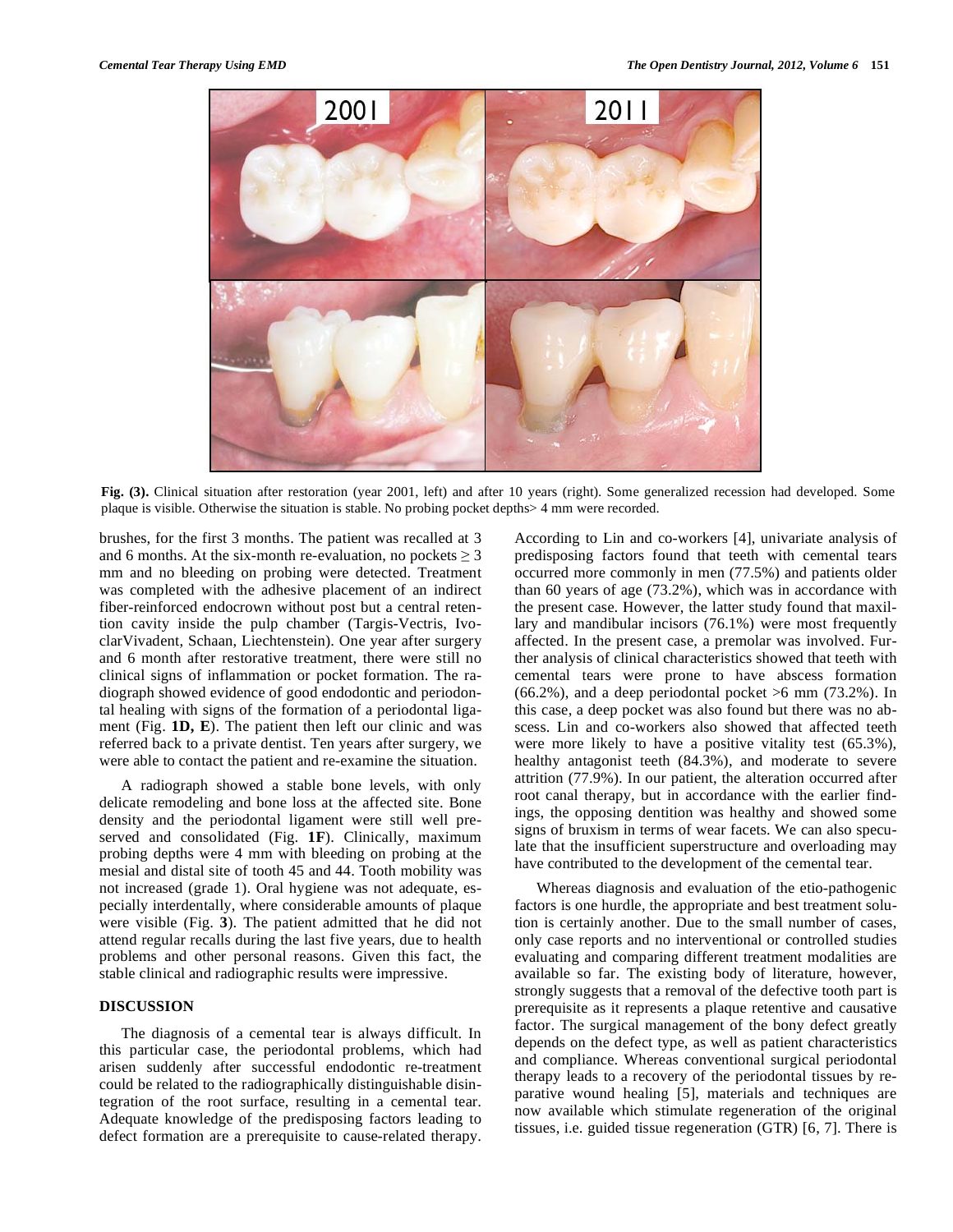Fig. (3). Clinical situation after restoration (year 2001, left) and after 10 years (right). Some generalized recession had developed. Some plaque is visible. Otherwise the situation is stable. No probing pocket depths> 4 mm were recorded.

brushes, for the first 3 months. The patient was recalled at 3 and 6 months. At the six-month re-evaluation, no pockets $\geq 3$ mm and no bleeding on probing were detected. Treatment was completed with the adhesive placement of an indirect fiber-reinforced endocrown without post but a central retention cavity inside the pulp chamber (Targis-Vectris, IvoclarVivadent, Schaan, Liechtenstein). One year after surgery and 6 month after restorative treatment, there were still no clinical signs of inflammation or pocket formation. The radiograph showed evidence of good endodontic and periodontal healing with signs of the formation of a periodontal ligament (Fig. **1D, E**). The patient then left our clinic and was referred back to a private dentist. Ten years after surgery, we were able to contact the patient and re-examine the situation.

A radiograph showed a stable bone levels, with only delicate remodeling and bone loss at the affected site. Bone density and the periodontal ligament were still well preserved and consolidated (Fig. **1F**). Clinically, maximum probing depths were 4 mm with bleeding on probing at the mesial and distal site of tooth 45 and 44. Tooth mobility was not increased (grade 1). Oral hygiene was not adequate, especially interdentally, where considerable amounts of plaque were visible (Fig. **3**). The patient admitted that he did not attend regular recalls during the last five years, due to health problems and other personal reasons. Given this fact, the stable clinical and radiographic results were impressive.

## DISCUSSION

The diagnosis of a cemental tear is always difficult. In this particular case, the periodontal problems, which had arisen suddenly after successful endodontic re-treatment could be related to the radiographically distinguishable disintegration of the root surface, resulting in a cemental tear. Adequate knowledge of the predisposing factors leading to defect formation are a prerequisite to cause-related therapy. According to Lin and co-workers [4], univariate analysis of predisposing factors found that teeth with cemental tears occurred more commonly in men (77.5%) and patients older than 60 years of age (73.2%), which was in accordance with the present case. However, the latter study found that maxillary and mandibular incisors (76.1%) were most frequently affected. In the present case, a premolar was involved. Further analysis of clinical characteristics showed that teeth with cemental tears were prone to have abscess formation (66.2%), and a deep periodontal pocket >6 mm (73.2%). In this case, a deep pocket was also found but there was no abscess. Lin and co-workers also showed that affected teeth were more likely to have a positive vitality test (65.3%), healthy antagonist teeth (84.3%), and moderate to severe attrition (77.9%). In our patient, the alteration occurred after root canal therapy, but in accordance with the earlier findings, the opposing dentition was healthy and showed some signs of bruxism in terms of wear facets. We can also speculate that the insufficient superstructure and overloading may have contributed to the development of the cemental tear.

Whereas diagnosis and evaluation of the etio-pathogenic factors is one hurdle, the appropriate and best treatment solution is certainly another. Due to the small number of cases, only case reports and no interventional or controlled studies evaluating and comparing different treatment modalities are available so far. The existing body of literature, however, strongly suggests that a removal of the defective tooth part is prerequisite as it represents a plaque retentive and causative factor. The surgical management of the bony defect greatly depends on the defect type, as well as patient characteristics and compliance. Whereas conventional surgical periodontal therapy leads to a recovery of the periodontal tissues by reparative wound healing [5], materials and techniques are now available which stimulate regeneration of the original tissues, i.e. guided tissue regeneration (GTR) [6, 7]. There is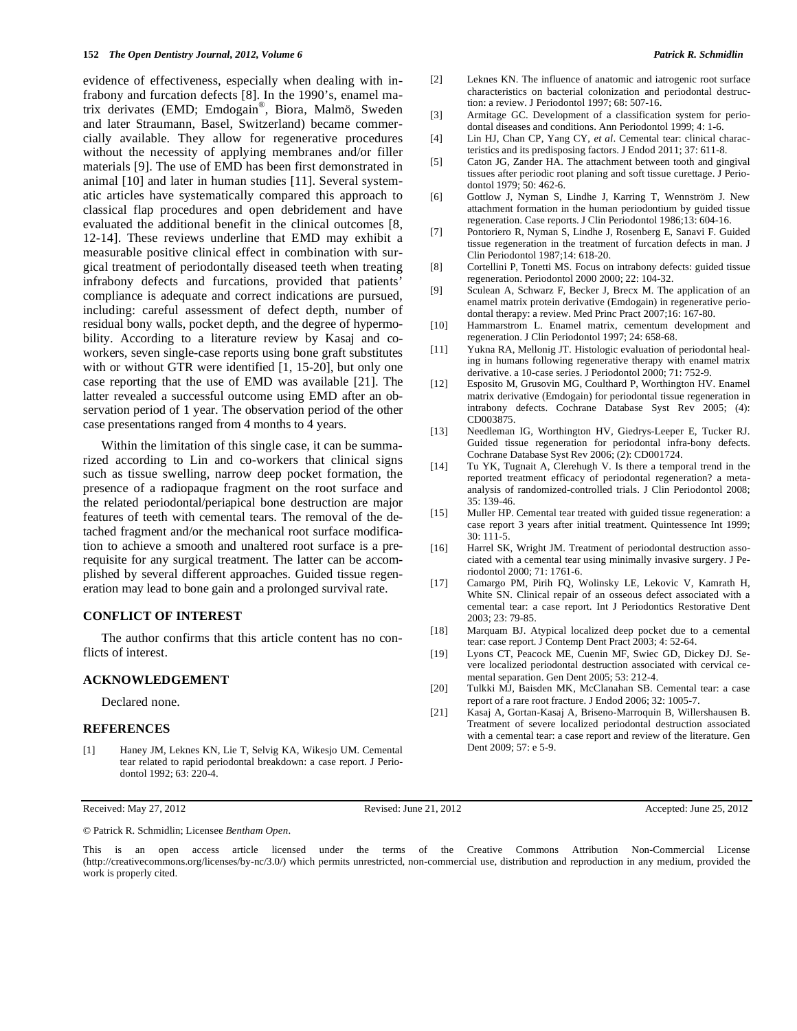evidence of effectiveness, especially when dealing with infrabony and furcation defects [8]. In the 1990's, enamel matrix derivates (EMD; Emdogain®, Biora, Malmö, Sweden and later Straumann, Basel, Switzerland) became commercially available. They allow for regenerative procedures without the necessity of applying membranes and/or filler materials [9]. The use of EMD has been first demonstrated in animal [10] and later in human studies [11]. Several systematic articles have systematically compared this approach to classical flap procedures and open debridement and have evaluated the additional benefit in the clinical outcomes [8, 12-14]. These reviews underline that EMD may exhibit a measurable positive clinical effect in combination with surgical treatment of periodontally diseased teeth when treating infrabony defects and furcations, provided that patients' compliance is adequate and correct indications are pursued, including: careful assessment of defect depth, number of residual bony walls, pocket depth, and the degree of hypermobility. According to a literature review by Kasaj and coworkers, seven single-case reports using bone graft substitutes with or without GTR were identified [1, 15-20], but only one case reporting that the use of EMD was available [21]. The latter revealed a successful outcome using EMD after an observation period of 1 year. The observation period of the other case presentations ranged from 4 months to 4 years.

Within the limitation of this single case, it can be summarized according to Lin and co-workers that clinical signs such as tissue swelling, narrow deep pocket formation, the presence of a radiopaque fragment on the root surface and the related periodontal/periapical bone destruction are major features of teeth with cemental tears. The removal of the detached fragment and/or the mechanical root surface modification to achieve a smooth and unaltered root surface is a prerequisite for any surgical treatment. The latter can be accomplished by several different approaches. Guided tissue regeneration may lead to bone gain and a prolonged survival rate.

## CONFLICT OF INTEREST

The author confirms that this article content has no conflicts of interest.

## ACKNOWLEDGEMENT

Declared none.

## REFERENCES

[1] Haney JM, Leknes KN, Lie T, Selvig KA, Wikesjo UM. Cemental tear related to rapid periodontal breakdown: a case report. J Periodontol 1992; 63: 220-4.

[2] Leknes KN. The influence of anatomic and iatrogenic root surface characteristics on bacterial colonization and periodontal destruction: a review. J Periodontol 1997; 68: 507-16.

[3] Armitage GC. Development of a classification system for periodontal diseases and conditions. Ann Periodontol 1999; 4: 1-6.

[4] Lin HJ, Chan CP, Yang CY, *et al*. Cemental tear: clinical characteristics and its predisposing factors. J Endod 2011; 37: 611-8.

[5] Caton JG, Zander HA. The attachment between tooth and gingival tissues after periodic root planing and soft tissue curettage. J Periodontol 1979; 50: 462-6.

[6] Gottlow J, Nyman S, Lindhe J, Karring T, Wennström J. New attachment formation in the human periodontium by guided tissue regeneration. Case reports. J Clin Periodontol 1986;13: 604-16.

[7] Pontoriero R, Nyman S, Lindhe J, Rosenberg E, Sanavi F. Guided tissue regeneration in the treatment of furcation defects in man. J Clin Periodontol 1987;14: 618-20.

[8] Cortellini P, Tonetti MS. Focus on intrabony defects: guided tissue regeneration. Periodontol 2000 2000; 22: 104-32.

[9] Sculean A, Schwarz F, Becker J, Brecx M. The application of an enamel matrix protein derivative (Emdogain) in regenerative periodontal therapy: a review. Med Princ Pract 2007;16: 167-80.

[10] Hammarstrom L. Enamel matrix, cementum development and regeneration. J Clin Periodontol 1997; 24: 658-68.

[11] Yukna RA, Mellonig JT. Histologic evaluation of periodontal healing in humans following regenerative therapy with enamel matrix derivative. a 10-case series. J Periodontol 2000; 71: 752-9.

[12] Esposito M, Grusovin MG, Coulthard P, Worthington HV. Enamel matrix derivative (Emdogain) for periodontal tissue regeneration in intrabony defects. Cochrane Database Syst Rev 2005; (4): CD003875.

[13] Needleman IG, Worthington HV, Giedrys-Leeper E, Tucker RJ. Guided tissue regeneration for periodontal infra-bony defects. Cochrane Database Syst Rev 2006; (2): CD001724.

[14] Tu YK, Tugnait A, Clerehugh V. Is there a temporal trend in the reported treatment efficacy of periodontal regeneration? a meta-analysis of randomized-controlled trials. J Clin Periodontol 2008; 35: 139-46.

[15] Muller HP. Cemental tear treated with guided tissue regeneration: a case report 3 years after initial treatment. Quintessence Int 1999; 30: 111-5.

[16] Harrel SK, Wright JM. Treatment of periodontal destruction associated with a cemental tear using minimally invasive surgery. J Periodontol 2000; 71: 1761-6.

[17] Camargo PM, Pirih FQ, Wolinsky LE, Lekovic V, Kamrath H, White SN. Clinical repair of an osseous defect associated with a cemental tear: a case report. Int J Periodontics Restorative Dent 2003; 23: 79-85.

[18] Marquam BJ. Atypical localized deep pocket due to a cemental tear: case report. J Contemp Dent Pract 2003; 4: 52-64.

[19] Lyons CT, Peacock ME, Cuenin MF, Swiec GD, Dickey DJ. Severe localized periodontal destruction associated with cervical cemental separation. Gen Dent 2005; 53: 212-4.

[20] Tulkki MJ, Baisden MK, McClanahan SB. Cemental tear: a case report of a rare root fracture. J Endod 2006; 32: 1005-7.

[21] Kasaj A, Gortan-Kasaj A, Briseno-Marroquin B, Willershausen B. Treatment of severe localized periodontal destruction associated with a cemental tear: a case report and review of the literature. Gen Dent 2009; 57: e 5-9.

Received: May 27, 2012 Revised: June 21, 2012 Accepted: June 25, 2012

© Patrick R. Schmidlin; Licensee *Bentham Open*.

This is an open access article licensed under the terms of the Creative Commons Attribution Non-Commercial License (http://creativecommons.org/licenses/by-nc/3.0/) which permits unrestricted, non-commercial use, distribution and reproduction in any medium, provided the work is properly cited.